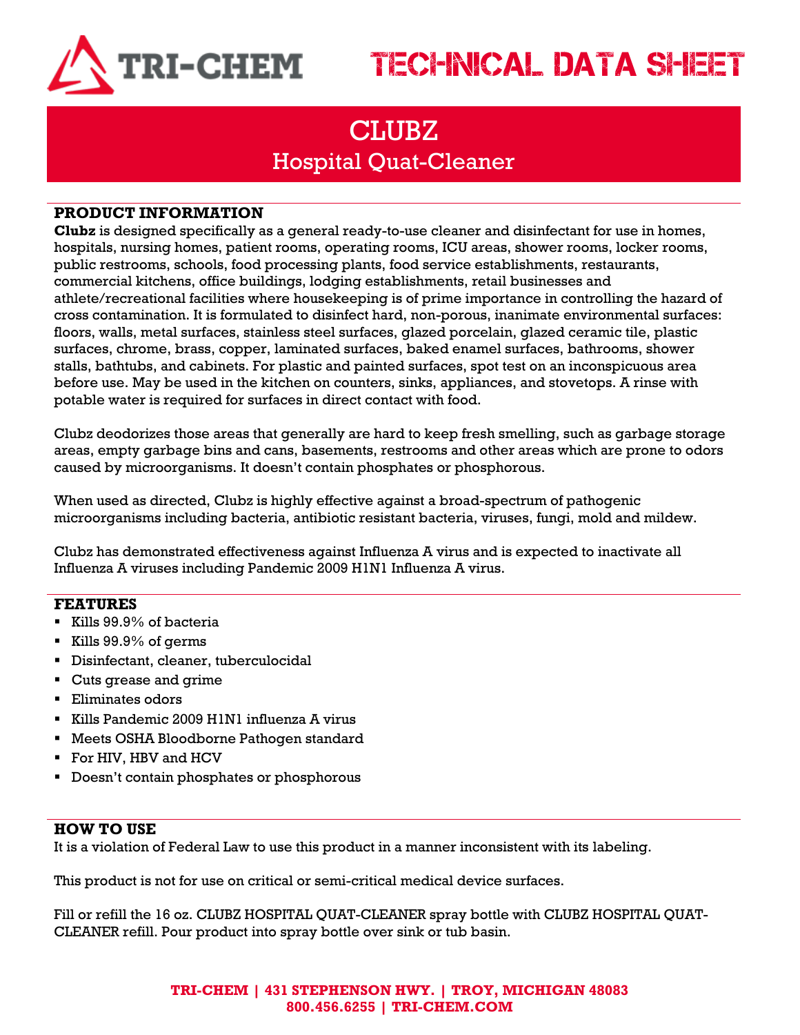TRI-CHEM

# TECHNICAL DATA SHEET

# CLUBZ
## Hospital Quat-Cleaner

### PRODUCT INFORMATION

**Clubz** is designed specifically as a general ready-to-use cleaner and disinfectant for use in homes, hospitals, nursing homes, patient rooms, operating rooms, ICU areas, shower rooms, locker rooms, public restrooms, schools, food processing plants, food service establishments, restaurants, commercial kitchens, office buildings, lodging establishments, retail businesses and athlete/recreational facilities where housekeeping is of prime importance in controlling the hazard of cross contamination. It is formulated to disinfect hard, non-porous, inanimate environmental surfaces: floors, walls, metal surfaces, stainless steel surfaces, glazed porcelain, glazed ceramic tile, plastic surfaces, chrome, brass, copper, laminated surfaces, baked enamel surfaces, bathrooms, shower stalls, bathtubs, and cabinets. For plastic and painted surfaces, spot test on an inconspicuous area before use. May be used in the kitchen on counters, sinks, appliances, and stovetops. A rinse with potable water is required for surfaces in direct contact with food.

Clubz deodorizes those areas that generally are hard to keep fresh smelling, such as garbage storage areas, empty garbage bins and cans, basements, restrooms and other areas which are prone to odors caused by microorganisms. It doesn't contain phosphates or phosphorous.

When used as directed, Clubz is highly effective against a broad-spectrum of pathogenic microorganisms including bacteria, antibiotic resistant bacteria, viruses, fungi, mold and mildew.

Clubz has demonstrated effectiveness against Influenza A virus and is expected to inactivate all Influenza A viruses including Pandemic 2009 H1N1 Influenza A virus.

### FEATURES

- Kills 99.9% of bacteria
- Kills 99.9% of germs
- Disinfectant, cleaner, tuberculocidal
- Cuts grease and grime
- Eliminates odors
- Kills Pandemic 2009 H1N1 influenza A virus
- Meets OSHA Bloodborne Pathogen standard
- For HIV, HBV and HCV
- Doesn't contain phosphates or phosphorous

### HOW TO USE

It is a violation of Federal Law to use this product in a manner inconsistent with its labeling.

This product is not for use on critical or semi-critical medical device surfaces.

Fill or refill the 16 oz. CLUBZ HOSPITAL QUAT-CLEANER spray bottle with CLUBZ HOSPITAL QUAT-CLEANER refill. Pour product into spray bottle over sink or tub basin.

**TRI-CHEM | 431 STEPHENSON HWY. | TROY, MICHIGAN 48083**
**800.456.6255 | TRI-CHEM.COM**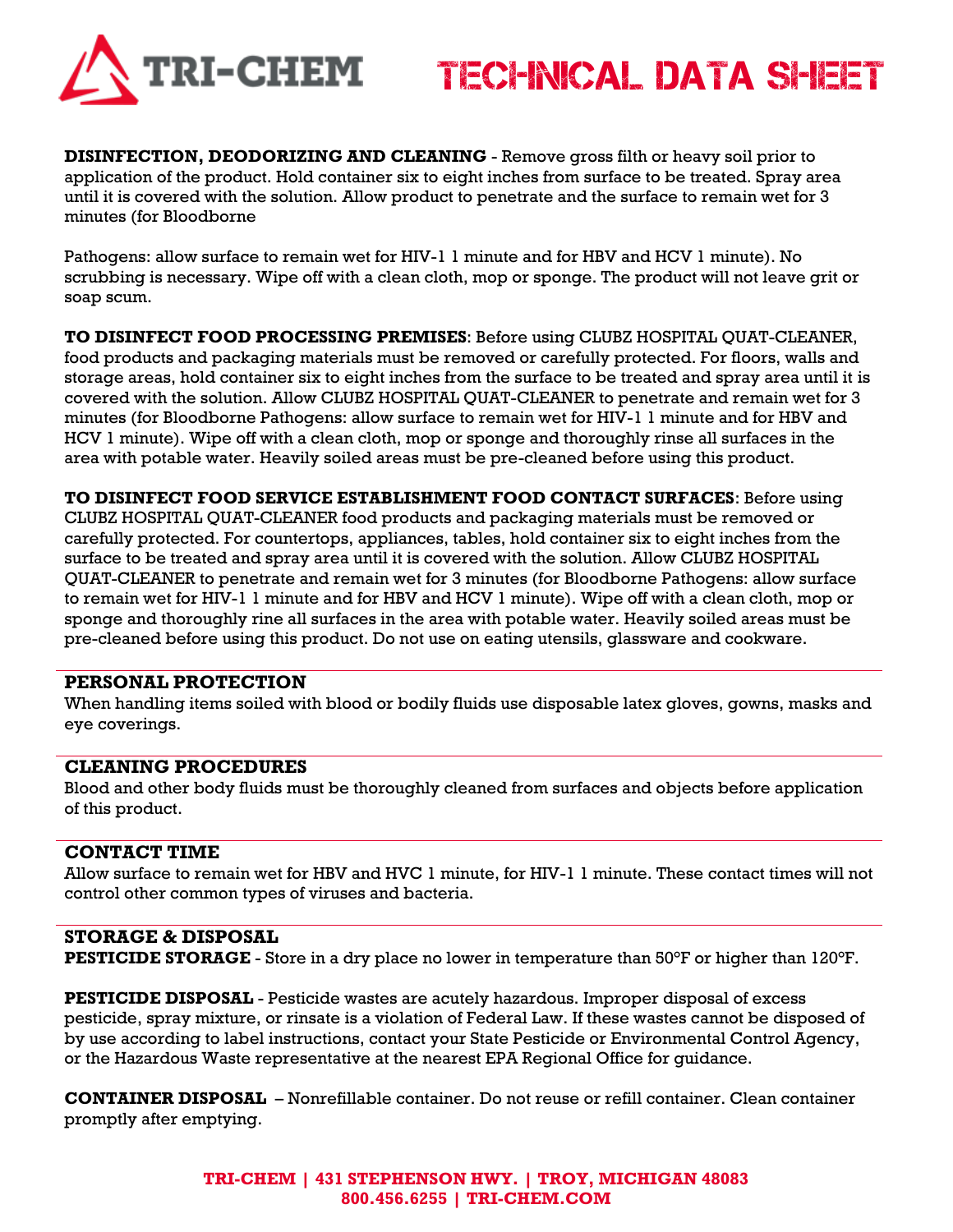**DISINFECTION, DEODORIZING AND CLEANING** - Remove gross filth or heavy soil prior to application of the product. Hold container six to eight inches from surface to be treated. Spray area until it is covered with the solution. Allow product to penetrate and the surface to remain wet for 3 minutes (for Bloodborne

Pathogens: allow surface to remain wet for HIV-1 1 minute and for HBV and HCV 1 minute). No scrubbing is necessary. Wipe off with a clean cloth, mop or sponge. The product will not leave grit or soap scum.

**TO DISINFECT FOOD PROCESSING PREMISES**: Before using CLUBZ HOSPITAL QUAT-CLEANER, food products and packaging materials must be removed or carefully protected. For floors, walls and storage areas, hold container six to eight inches from the surface to be treated and spray area until it is covered with the solution. Allow CLUBZ HOSPITAL QUAT-CLEANER to penetrate and remain wet for 3 minutes (for Bloodborne Pathogens: allow surface to remain wet for HIV-1 1 minute and for HBV and HCV 1 minute). Wipe off with a clean cloth, mop or sponge and thoroughly rinse all surfaces in the area with potable water. Heavily soiled areas must be pre-cleaned before using this product.

**TO DISINFECT FOOD SERVICE ESTABLISHMENT FOOD CONTACT SURFACES**: Before using CLUBZ HOSPITAL QUAT-CLEANER food products and packaging materials must be removed or carefully protected. For countertops, appliances, tables, hold container six to eight inches from the surface to be treated and spray area until it is covered with the solution. Allow CLUBZ HOSPITAL QUAT-CLEANER to penetrate and remain wet for 3 minutes (for Bloodborne Pathogens: allow surface to remain wet for HIV-1 1 minute and for HBV and HCV 1 minute). Wipe off with a clean cloth, mop or sponge and thoroughly rine all surfaces in the area with potable water. Heavily soiled areas must be pre-cleaned before using this product. Do not use on eating utensils, glassware and cookware.

## PERSONAL PROTECTION

When handling items soiled with blood or bodily fluids use disposable latex gloves, gowns, masks and eye coverings.

## CLEANING PROCEDURES

Blood and other body fluids must be thoroughly cleaned from surfaces and objects before application of this product.

## CONTACT TIME

Allow surface to remain wet for HBV and HVC 1 minute, for HIV-1 1 minute. These contact times will not control other common types of viruses and bacteria.

## STORAGE & DISPOSAL

**PESTICIDE STORAGE** - Store in a dry place no lower in temperature than 50°F or higher than 120°F.

**PESTICIDE DISPOSAL** - Pesticide wastes are acutely hazardous. Improper disposal of excess pesticide, spray mixture, or rinsate is a violation of Federal Law. If these wastes cannot be disposed of by use according to label instructions, contact your State Pesticide or Environmental Control Agency, or the Hazardous Waste representative at the nearest EPA Regional Office for guidance.

**CONTAINER DISPOSAL** – Nonrefillable container. Do not reuse or refill container. Clean container promptly after emptying.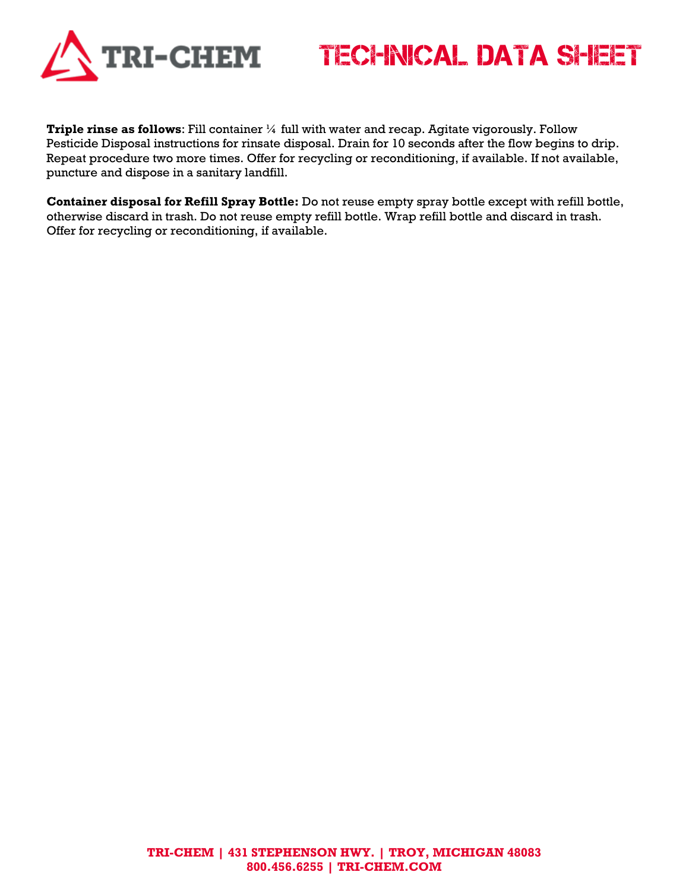**Triple rinse as follows**: Fill container ¼ full with water and recap. Agitate vigorously. Follow Pesticide Disposal instructions for rinsate disposal. Drain for 10 seconds after the flow begins to drip. Repeat procedure two more times. Offer for recycling or reconditioning, if available. If not available, puncture and dispose in a sanitary landfill.

**Container disposal for Refill Spray Bottle:** Do not reuse empty spray bottle except with refill bottle, otherwise discard in trash. Do not reuse empty refill bottle. Wrap refill bottle and discard in trash. Offer for recycling or reconditioning, if available.